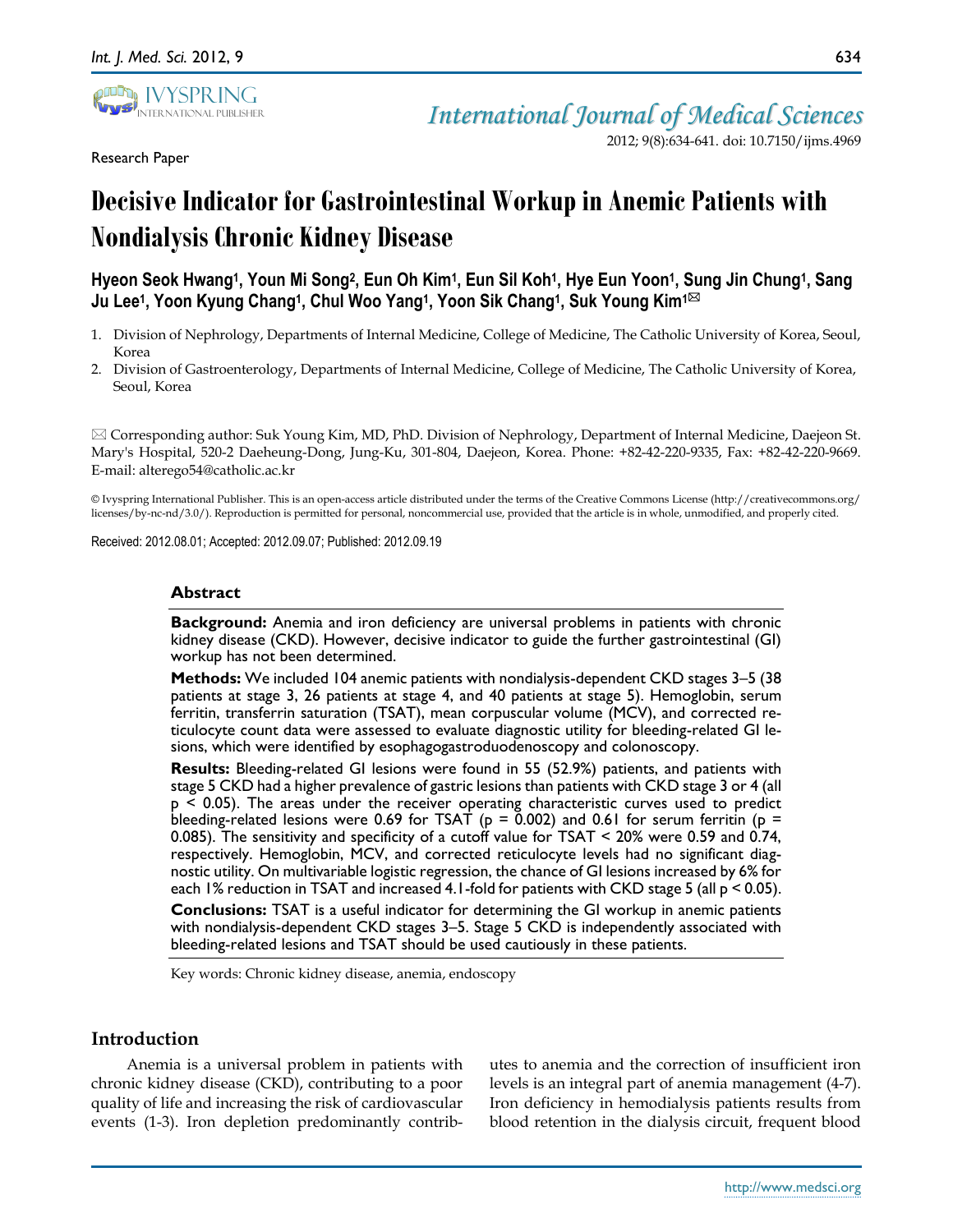Research Paper

# Decisive Indicator for Gastrointestinal Workup in Anemic Patients with Nondialysis Chronic Kidney Disease

**Hyeon Seok Hwang[1], Youn Mi Song[2], Eun Oh Kim[1], Eun Sil Koh[1], Hye Eun Yoon[1], Sung Jin Chung[1], Sang Ju Lee[1], Yoon Kyung Chang[1], Chul Woo Yang[1], Yoon Sik Chang[1], Suk Young Kim[1]✉**

1. Division of Nephrology, Departments of Internal Medicine, College of Medicine, The Catholic University of Korea, Seoul, Korea
2. Division of Gastroenterology, Departments of Internal Medicine, College of Medicine, The Catholic University of Korea, Seoul, Korea

✉ Corresponding author: Suk Young Kim, MD, PhD. Division of Nephrology, Department of Internal Medicine, Daejeon St. Mary's Hospital, 520-2 Daeheung-Dong, Jung-Ku, 301-804, Daejeon, Korea. Phone: +82-42-220-9335, Fax: +82-42-220-9669. E-mail: alterego54@catholic.ac.kr

© Ivyspring International Publisher. This is an open-access article distributed under the terms of the Creative Commons License (http://creativecommons.org/licenses/by-nc-nd/3.0/). Reproduction is permitted for personal, noncommercial use, provided that the article is in whole, unmodified, and properly cited.

Received: 2012.08.01; Accepted: 2012.09.07; Published: 2012.09.19

## Abstract

**Background:** Anemia and iron deficiency are universal problems in patients with chronic kidney disease (CKD). However, decisive indicator to guide the further gastrointestinal (GI) workup has not been determined.

**Methods:** We included 104 anemic patients with nondialysis-dependent CKD stages 3–5 (38 patients at stage 3, 26 patients at stage 4, and 40 patients at stage 5). Hemoglobin, serum ferritin, transferrin saturation (TSAT), mean corpuscular volume (MCV), and corrected reticulocyte count data were assessed to evaluate diagnostic utility for bleeding-related GI lesions, which were identified by esophagogastroduodenoscopy and colonoscopy.

**Results:** Bleeding-related GI lesions were found in 55 (52.9%) patients, and patients with stage 5 CKD had a higher prevalence of gastric lesions than patients with CKD stage 3 or 4 (all $p < 0.05$). The areas under the receiver operating characteristic curves used to predict bleeding-related lesions were 0.69 for TSAT ($p = 0.002$) and 0.61 for serum ferritin ($p = 0.085$). The sensitivity and specificity of a cutoff value for TSAT < 20% were 0.59 and 0.74, respectively. Hemoglobin, MCV, and corrected reticulocyte levels had no significant diagnostic utility. On multivariable logistic regression, the chance of GI lesions increased by 6% for each 1% reduction in TSAT and increased 4.1-fold for patients with CKD stage 5 (all $p < 0.05$).

**Conclusions:** TSAT is a useful indicator for determining the GI workup in anemic patients with nondialysis-dependent CKD stages 3–5. Stage 5 CKD is independently associated with bleeding-related lesions and TSAT should be used cautiously in these patients.

Key words: Chronic kidney disease, anemia, endoscopy

## Introduction

Anemia is a universal problem in patients with chronic kidney disease (CKD), contributing to a poor quality of life and increasing the risk of cardiovascular events (1-3). Iron depletion predominantly contributes to anemia and the correction of insufficient iron levels is an integral part of anemia management (4-7). Iron deficiency in hemodialysis patients results from blood retention in the dialysis circuit, frequent blood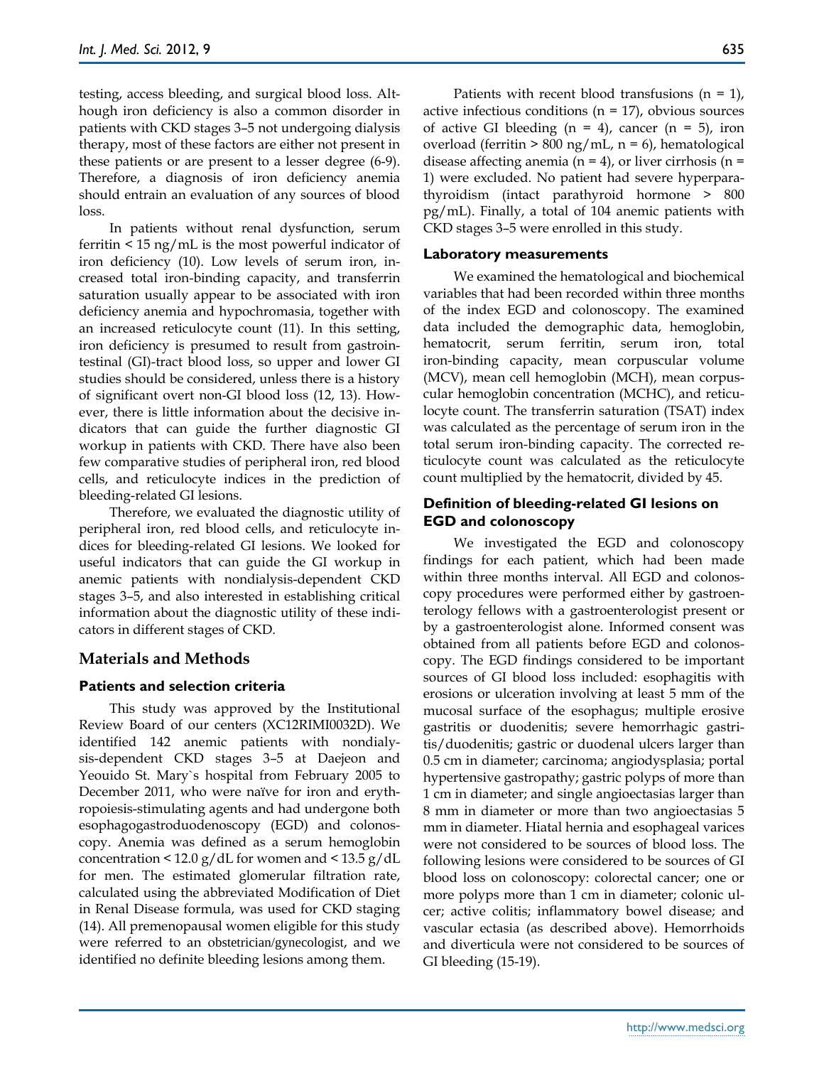testing, access bleeding, and surgical blood loss. Although iron deficiency is also a common disorder in patients with CKD stages 3–5 not undergoing dialysis therapy, most of these factors are either not present in these patients or are present to a lesser degree (6-9). Therefore, a diagnosis of iron deficiency anemia should entrain an evaluation of any sources of blood loss.

In patients without renal dysfunction, serum ferritin < 15 ng/mL is the most powerful indicator of iron deficiency (10). Low levels of serum iron, increased total iron-binding capacity, and transferrin saturation usually appear to be associated with iron deficiency anemia and hypochromasia, together with an increased reticulocyte count (11). In this setting, iron deficiency is presumed to result from gastrointestinal (GI)-tract blood loss, so upper and lower GI studies should be considered, unless there is a history of significant overt non-GI blood loss (12, 13). However, there is little information about the decisive indicators that can guide the further diagnostic GI workup in patients with CKD. There have also been few comparative studies of peripheral iron, red blood cells, and reticulocyte indices in the prediction of bleeding-related GI lesions.

Therefore, we evaluated the diagnostic utility of peripheral iron, red blood cells, and reticulocyte indices for bleeding-related GI lesions. We looked for useful indicators that can guide the GI workup in anemic patients with nondialysis-dependent CKD stages 3–5, and also interested in establishing critical information about the diagnostic utility of these indicators in different stages of CKD.

## Materials and Methods

### Patients and selection criteria

This study was approved by the Institutional Review Board of our centers (XC12RIMI0032D). We identified 142 anemic patients with nondialysis-dependent CKD stages 3–5 at Daejeon and Yeouido St. Mary`s hospital from February 2005 to December 2011, who were naïve for iron and erythropoiesis-stimulating agents and had undergone both esophagogastroduodenoscopy (EGD) and colonoscopy. Anemia was defined as a serum hemoglobin concentration < 12.0 g/dL for women and < 13.5 g/dL for men. The estimated glomerular filtration rate, calculated using the abbreviated Modification of Diet in Renal Disease formula, was used for CKD staging (14). All premenopausal women eligible for this study were referred to an obstetrician/gynecologist, and we identified no definite bleeding lesions among them.

Patients with recent blood transfusions (n = 1), active infectious conditions (n = 17), obvious sources of active GI bleeding (n = 4), cancer (n = 5), iron overload (ferritin > 800 ng/mL, n = 6), hematological disease affecting anemia (n = 4), or liver cirrhosis (n = 1) were excluded. No patient had severe hyperparathyroidism (intact parathyroid hormone > 800 pg/mL). Finally, a total of 104 anemic patients with CKD stages 3–5 were enrolled in this study.

### Laboratory measurements

We examined the hematological and biochemical variables that had been recorded within three months of the index EGD and colonoscopy. The examined data included the demographic data, hemoglobin, hematocrit, serum ferritin, serum iron, total iron-binding capacity, mean corpuscular volume (MCV), mean cell hemoglobin (MCH), mean corpuscular hemoglobin concentration (MCHC), and reticulocyte count. The transferrin saturation (TSAT) index was calculated as the percentage of serum iron in the total serum iron-binding capacity. The corrected reticulocyte count was calculated as the reticulocyte count multiplied by the hematocrit, divided by 45.

### Definition of bleeding-related GI lesions on EGD and colonoscopy

We investigated the EGD and colonoscopy findings for each patient, which had been made within three months interval. All EGD and colonoscopy procedures were performed either by gastroenterology fellows with a gastroenterologist present or by a gastroenterologist alone. Informed consent was obtained from all patients before EGD and colonoscopy. The EGD findings considered to be important sources of GI blood loss included: esophagitis with erosions or ulceration involving at least 5 mm of the mucosal surface of the esophagus; multiple erosive gastritis or duodenitis; severe hemorrhagic gastritis/duodenitis; gastric or duodenal ulcers larger than 0.5 cm in diameter; carcinoma; angiodysplasia; portal hypertensive gastropathy; gastric polyps of more than 1 cm in diameter; and single angioectasias larger than 8 mm in diameter or more than two angioectasias 5 mm in diameter. Hiatal hernia and esophageal varices were not considered to be sources of blood loss. The following lesions were considered to be sources of GI blood loss on colonoscopy: colorectal cancer; one or more polyps more than 1 cm in diameter; colonic ulcer; active colitis; inflammatory bowel disease; and vascular ectasia (as described above). Hemorrhoids and diverticula were not considered to be sources of GI bleeding (15-19).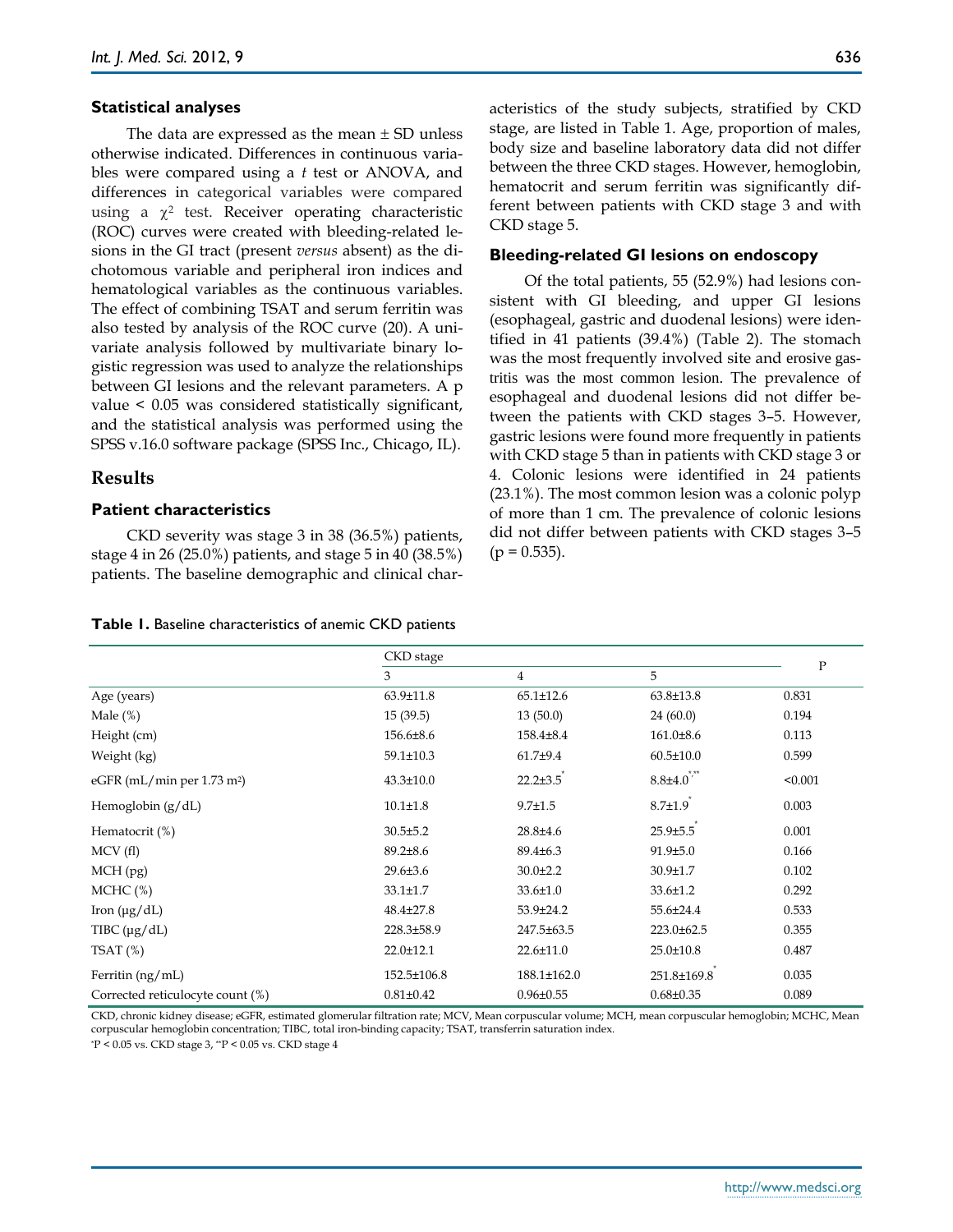### Statistical analyses

The data are expressed as the mean ± SD unless otherwise indicated. Differences in continuous variables were compared using a *t* test or ANOVA, and differences in categorical variables were compared using a $\chi^2$ test. Receiver operating characteristic (ROC) curves were created with bleeding-related lesions in the GI tract (present *versus* absent) as the dichotomous variable and peripheral iron indices and hematological variables as the continuous variables. The effect of combining TSAT and serum ferritin was also tested by analysis of the ROC curve (20). A univariate analysis followed by multivariate binary logistic regression was used to analyze the relationships between GI lesions and the relevant parameters. A p value < 0.05 was considered statistically significant, and the statistical analysis was performed using the SPSS v.16.0 software package (SPSS Inc., Chicago, IL).

## Results

### Patient characteristics

CKD severity was stage 3 in 38 (36.5%) patients, stage 4 in 26 (25.0%) patients, and stage 5 in 40 (38.5%) patients. The baseline demographic and clinical characteristics of the study subjects, stratified by CKD stage, are listed in Table 1. Age, proportion of males, body size and baseline laboratory data did not differ between the three CKD stages. However, hemoglobin, hematocrit and serum ferritin was significantly different between patients with CKD stage 3 and with CKD stage 5.

### Bleeding-related GI lesions on endoscopy

Of the total patients, 55 (52.9%) had lesions consistent with GI bleeding, and upper GI lesions (esophageal, gastric and duodenal lesions) were identified in 41 patients (39.4%) (Table 2). The stomach was the most frequently involved site and erosive gastritis was the most common lesion. The prevalence of esophageal and duodenal lesions did not differ between the patients with CKD stages 3–5. However, gastric lesions were found more frequently in patients with CKD stage 5 than in patients with CKD stage 3 or 4. Colonic lesions were identified in 24 patients (23.1%). The most common lesion was a colonic polyp of more than 1 cm. The prevalence of colonic lesions did not differ between patients with CKD stages 3–5 (p = 0.535).

**Table 1.** Baseline characteristics of anemic CKD patients

| | CKD stage | | | P |
|---|---|---|---|---|
| | 3 | 4 | 5 | |
| Age (years) | 63.9±11.8 | 65.1±12.6 | 63.8±13.8 | 0.831 |
| Male (%) | 15 (39.5) | 13 (50.0) | 24 (60.0) | 0.194 |
| Height (cm) | 156.6±8.6 | 158.4±8.4 | 161.0±8.6 | 0.113 |
| Weight (kg) | 59.1±10.3 | 61.7±9.4 | 60.5±10.0 | 0.599 |
| eGFR (mL/min per 1.73 m²) | 43.3±10.0 | 22.2±3.5* | 8.8±4.0*,** | <0.001 |
| Hemoglobin (g/dL) | 10.1±1.8 | 9.7±1.5 | 8.7±1.9* | 0.003 |
| Hematocrit (%) | 30.5±5.2 | 28.8±4.6 | 25.9±5.5* | 0.001 |
| MCV (fl) | 89.2±8.6 | 89.4±6.3 | 91.9±5.0 | 0.166 |
| MCH (pg) | 29.6±3.6 | 30.0±2.2 | 30.9±1.7 | 0.102 |
| MCHC (%) | 33.1±1.7 | 33.6±1.0 | 33.6±1.2 | 0.292 |
| Iron (μg/dL) | 48.4±27.8 | 53.9±24.2 | 55.6±24.4 | 0.533 |
| TIBC (μg/dL) | 228.3±58.9 | 247.5±63.5 | 223.0±62.5 | 0.355 |
| TSAT (%) | 22.0±12.1 | 22.6±11.0 | 25.0±10.8 | 0.487 |
| Ferritin (ng/mL) | 152.5±106.8 | 188.1±162.0 | 251.8±169.8* | 0.035 |
| Corrected reticulocyte count (%) | 0.81±0.42 | 0.96±0.55 | 0.68±0.35 | 0.089 |

CKD, chronic kidney disease; eGFR, estimated glomerular filtration rate; MCV, Mean corpuscular volume; MCH, mean corpuscular hemoglobin; MCHC, Mean corpuscular hemoglobin concentration; TIBC, total iron-binding capacity; TSAT, transferrin saturation index.

*P < 0.05 vs. CKD stage 3, **P < 0.05 vs. CKD stage 4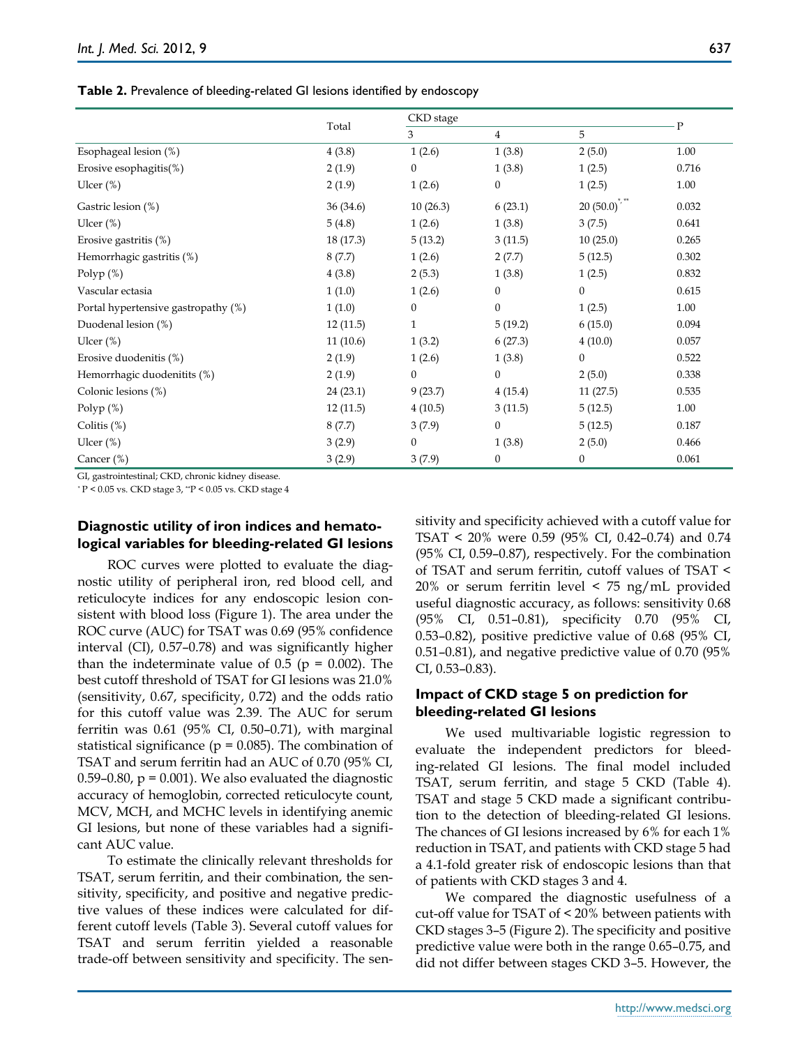**Table 2.** Prevalence of bleeding-related GI lesions identified by endoscopy

| | Total | CKD stage | | | P |
|---|---|---|---|---|---|
| | | 3 | 4 | 5 | |
| Esophageal lesion (%) | 4 (3.8) | 1 (2.6) | 1 (3.8) | 2 (5.0) | 1.00 |
| Erosive esophagitis(%) | 2 (1.9) | 0 | 1 (3.8) | 1 (2.5) | 0.716 |
| Ulcer (%) | 2 (1.9) | 1 (2.6) | 0 | 1 (2.5) | 1.00 |
| Gastric lesion (%) | 36 (34.6) | 10 (26.3) | 6 (23.1) | 20 (50.0)[*, **] | 0.032 |
| Ulcer (%) | 5 (4.8) | 1 (2.6) | 1 (3.8) | 3 (7.5) | 0.641 |
| Erosive gastritis (%) | 18 (17.3) | 5 (13.2) | 3 (11.5) | 10 (25.0) | 0.265 |
| Hemorrhagic gastritis (%) | 8 (7.7) | 1 (2.6) | 2 (7.7) | 5 (12.5) | 0.302 |
| Polyp (%) | 4 (3.8) | 2 (5.3) | 1 (3.8) | 1 (2.5) | 0.832 |
| Vascular ectasia | 1 (1.0) | 1 (2.6) | 0 | 0 | 0.615 |
| Portal hypertensive gastropathy (%) | 1 (1.0) | 0 | 0 | 1 (2.5) | 1.00 |
| Duodenal lesion (%) | 12 (11.5) | 1 | 5 (19.2) | 6 (15.0) | 0.094 |
| Ulcer (%) | 11 (10.6) | 1 (3.2) | 6 (27.3) | 4 (10.0) | 0.057 |
| Erosive duodenitis (%) | 2 (1.9) | 1 (2.6) | 1 (3.8) | 0 | 0.522 |
| Hemorrhagic duodenitits (%) | 2 (1.9) | 0 | 0 | 2 (5.0) | 0.338 |
| Colonic lesions (%) | 24 (23.1) | 9 (23.7) | 4 (15.4) | 11 (27.5) | 0.535 |
| Polyp (%) | 12 (11.5) | 4 (10.5) | 3 (11.5) | 5 (12.5) | 1.00 |
| Colitis (%) | 8 (7.7) | 3 (7.9) | 0 | 5 (12.5) | 0.187 |
| Ulcer (%) | 3 (2.9) | 0 | 1 (3.8) | 2 (5.0) | 0.466 |
| Cancer (%) | 3 (2.9) | 3 (7.9) | 0 | 0 | 0.061 |

GI, gastrointestinal; CKD, chronic kidney disease.

* P < 0.05 vs. CKD stage 3, **P < 0.05 vs. CKD stage 4

### Diagnostic utility of iron indices and hematological variables for bleeding-related GI lesions

ROC curves were plotted to evaluate the diagnostic utility of peripheral iron, red blood cell, and reticulocyte indices for any endoscopic lesion consistent with blood loss (Figure 1). The area under the ROC curve (AUC) for TSAT was 0.69 (95% confidence interval (CI), 0.57–0.78) and was significantly higher than the indeterminate value of 0.5 ($p = 0.002$). The best cutoff threshold of TSAT for GI lesions was 21.0% (sensitivity, 0.67, specificity, 0.72) and the odds ratio for this cutoff value was 2.39. The AUC for serum ferritin was 0.61 (95% CI, 0.50–0.71), with marginal statistical significance ($p = 0.085$). The combination of TSAT and serum ferritin had an AUC of 0.70 (95% CI, 0.59–0.80, $p = 0.001$). We also evaluated the diagnostic accuracy of hemoglobin, corrected reticulocyte count, MCV, MCH, and MCHC levels in identifying anemic GI lesions, but none of these variables had a significant AUC value.

To estimate the clinically relevant thresholds for TSAT, serum ferritin, and their combination, the sensitivity, specificity, and positive and negative predictive values of these indices were calculated for different cutoff levels (Table 3). Several cutoff values for TSAT and serum ferritin yielded a reasonable trade-off between sensitivity and specificity. The sensitivity and specificity achieved with a cutoff value for TSAT < 20% were 0.59 (95% CI, 0.42–0.74) and 0.74 (95% CI, 0.59–0.87), respectively. For the combination of TSAT and serum ferritin, cutoff values of TSAT < 20% or serum ferritin level < 75 ng/mL provided useful diagnostic accuracy, as follows: sensitivity 0.68 (95% CI, 0.51–0.81), specificity 0.70 (95% CI, 0.53–0.82), positive predictive value of 0.68 (95% CI, 0.51–0.81), and negative predictive value of 0.70 (95% CI, 0.53–0.83).

### Impact of CKD stage 5 on prediction for bleeding-related GI lesions

We used multivariable logistic regression to evaluate the independent predictors for bleeding-related GI lesions. The final model included TSAT, serum ferritin, and stage 5 CKD (Table 4). TSAT and stage 5 CKD made a significant contribution to the detection of bleeding-related GI lesions. The chances of GI lesions increased by 6% for each 1% reduction in TSAT, and patients with CKD stage 5 had a 4.1-fold greater risk of endoscopic lesions than that of patients with CKD stages 3 and 4.

We compared the diagnostic usefulness of a cut-off value for TSAT of < 20% between patients with CKD stages 3–5 (Figure 2). The specificity and positive predictive value were both in the range 0.65–0.75, and did not differ between stages CKD 3–5. However, the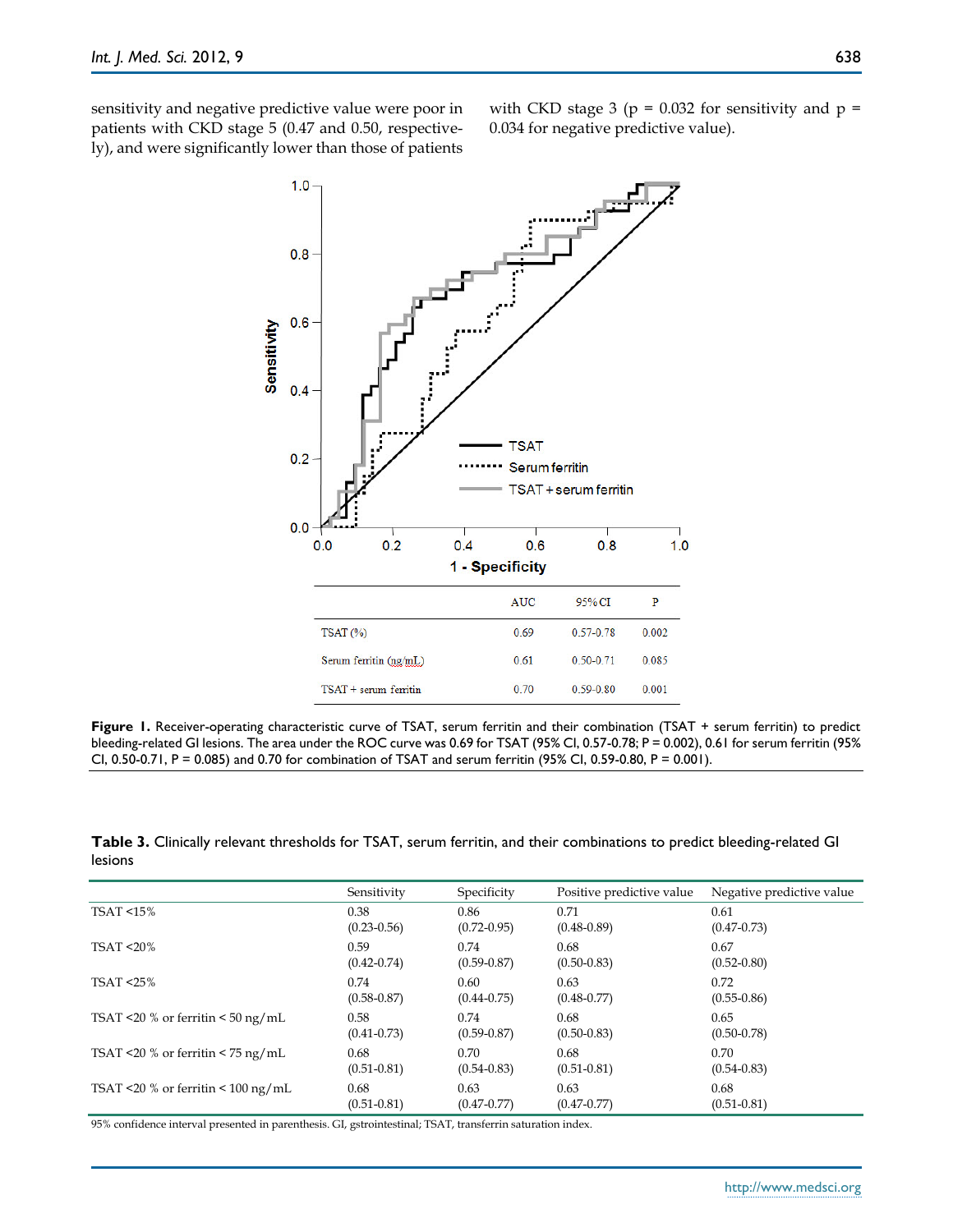sensitivity and negative predictive value were poor in patients with CKD stage 5 (0.47 and 0.50, respectively), and were significantly lower than those of patients with CKD stage 3 (p = 0.032 for sensitivity and p = 0.034 for negative predictive value).

| | AUC | 95% CI | P |
|---|---|---|---|
| TSAT (%) | 0.69 | 0.57-0.78 | 0.002 |
| Serum ferritin (ng/mL) | 0.61 | 0.50-0.71 | 0.085 |
| TSAT + serum ferritin | 0.70 | 0.59-0.80 | 0.001 |

**Figure 1.** Receiver-operating characteristic curve of TSAT, serum ferritin and their combination (TSAT + serum ferritin) to predict bleeding-related GI lesions. The area under the ROC curve was 0.69 for TSAT (95% CI, 0.57-0.78; P = 0.002), 0.61 for serum ferritin (95% CI, 0.50-0.71, P = 0.085) and 0.70 for combination of TSAT and serum ferritin (95% CI, 0.59-0.80, P = 0.001).

**Table 3.** Clinically relevant thresholds for TSAT, serum ferritin, and their combinations to predict bleeding-related GI lesions

| | Sensitivity | Specificity | Positive predictive value | Negative predictive value |
|---|---|---|---|---|
| TSAT <15% | 0.38 (0.23-0.56) | 0.86 (0.72-0.95) | 0.71 (0.48-0.89) | 0.61 (0.47-0.73) |
| TSAT <20% | 0.59 (0.42-0.74) | 0.74 (0.59-0.87) | 0.68 (0.50-0.83) | 0.67 (0.52-0.80) |
| TSAT <25% | 0.74 (0.58-0.87) | 0.60 (0.44-0.75) | 0.63 (0.48-0.77) | 0.72 (0.55-0.86) |
| TSAT <20 % or ferritin < 50 ng/mL | 0.58 (0.41-0.73) | 0.74 (0.59-0.87) | 0.68 (0.50-0.83) | 0.65 (0.50-0.78) |
| TSAT <20 % or ferritin < 75 ng/mL | 0.68 (0.51-0.81) | 0.70 (0.54-0.83) | 0.68 (0.51-0.81) | 0.70 (0.54-0.83) |
| TSAT <20 % or ferritin < 100 ng/mL | 0.68 (0.51-0.81) | 0.63 (0.47-0.77) | 0.63 (0.47-0.77) | 0.68 (0.51-0.81) |

95% confidence interval presented in parenthesis. GI, gstrointestinal; TSAT, transferrin saturation index.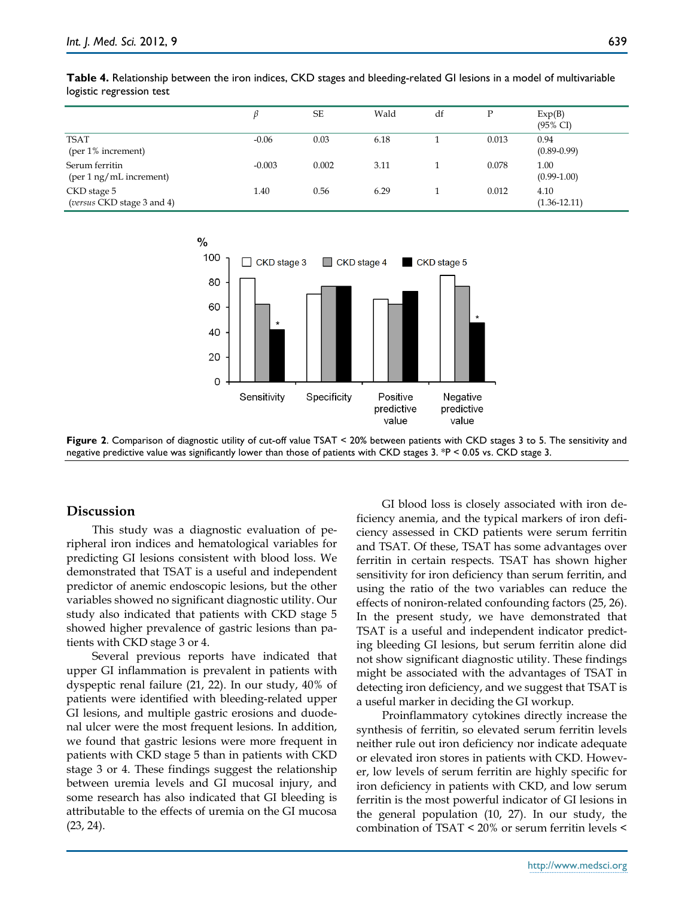**Table 4.** Relationship between the iron indices, CKD stages and bleeding-related GI lesions in a model of multivariable logistic regression test

| | $\beta$ | SE | Wald | df | P | Exp(B) (95% CI) |
|---|---|---|---|---|---|---|
| TSAT (per 1% increment) | -0.06 | 0.03 | 6.18 | 1 | 0.013 | 0.94 (0.89-0.99) |
| Serum ferritin (per 1 ng/mL increment) | -0.003 | 0.002 | 3.11 | 1 | 0.078 | 1.00 (0.99-1.00) |
| CKD stage 5 (*versus* CKD stage 3 and 4) | 1.40 | 0.56 | 6.29 | 1 | 0.012 | 4.10 (1.36-12.11) |

**Figure 2**. Comparison of diagnostic utility of cut-off value TSAT < 20% between patients with CKD stages 3 to 5. The sensitivity and negative predictive value was significantly lower than those of patients with CKD stages 3. *P < 0.05 vs. CKD stage 3.

## Discussion

This study was a diagnostic evaluation of peripheral iron indices and hematological variables for predicting GI lesions consistent with blood loss. We demonstrated that TSAT is a useful and independent predictor of anemic endoscopic lesions, but the other variables showed no significant diagnostic utility. Our study also indicated that patients with CKD stage 5 showed higher prevalence of gastric lesions than patients with CKD stage 3 or 4.

Several previous reports have indicated that upper GI inflammation is prevalent in patients with dyspeptic renal failure (21, 22). In our study, 40% of patients were identified with bleeding-related upper GI lesions, and multiple gastric erosions and duodenal ulcer were the most frequent lesions. In addition, we found that gastric lesions were more frequent in patients with CKD stage 5 than in patients with CKD stage 3 or 4. These findings suggest the relationship between uremia levels and GI mucosal injury, and some research has also indicated that GI bleeding is attributable to the effects of uremia on the GI mucosa (23, 24).

GI blood loss is closely associated with iron deficiency anemia, and the typical markers of iron deficiency assessed in CKD patients were serum ferritin and TSAT. Of these, TSAT has some advantages over ferritin in certain respects. TSAT has shown higher sensitivity for iron deficiency than serum ferritin, and using the ratio of the two variables can reduce the effects of noniron-related confounding factors (25, 26). In the present study, we have demonstrated that TSAT is a useful and independent indicator predicting bleeding GI lesions, but serum ferritin alone did not show significant diagnostic utility. These findings might be associated with the advantages of TSAT in detecting iron deficiency, and we suggest that TSAT is a useful marker in deciding the GI workup.

Proinflammatory cytokines directly increase the synthesis of ferritin, so elevated serum ferritin levels neither rule out iron deficiency nor indicate adequate or elevated iron stores in patients with CKD. However, low levels of serum ferritin are highly specific for iron deficiency in patients with CKD, and low serum ferritin is the most powerful indicator of GI lesions in the general population (10, 27). In our study, the combination of TSAT < 20% or serum ferritin levels <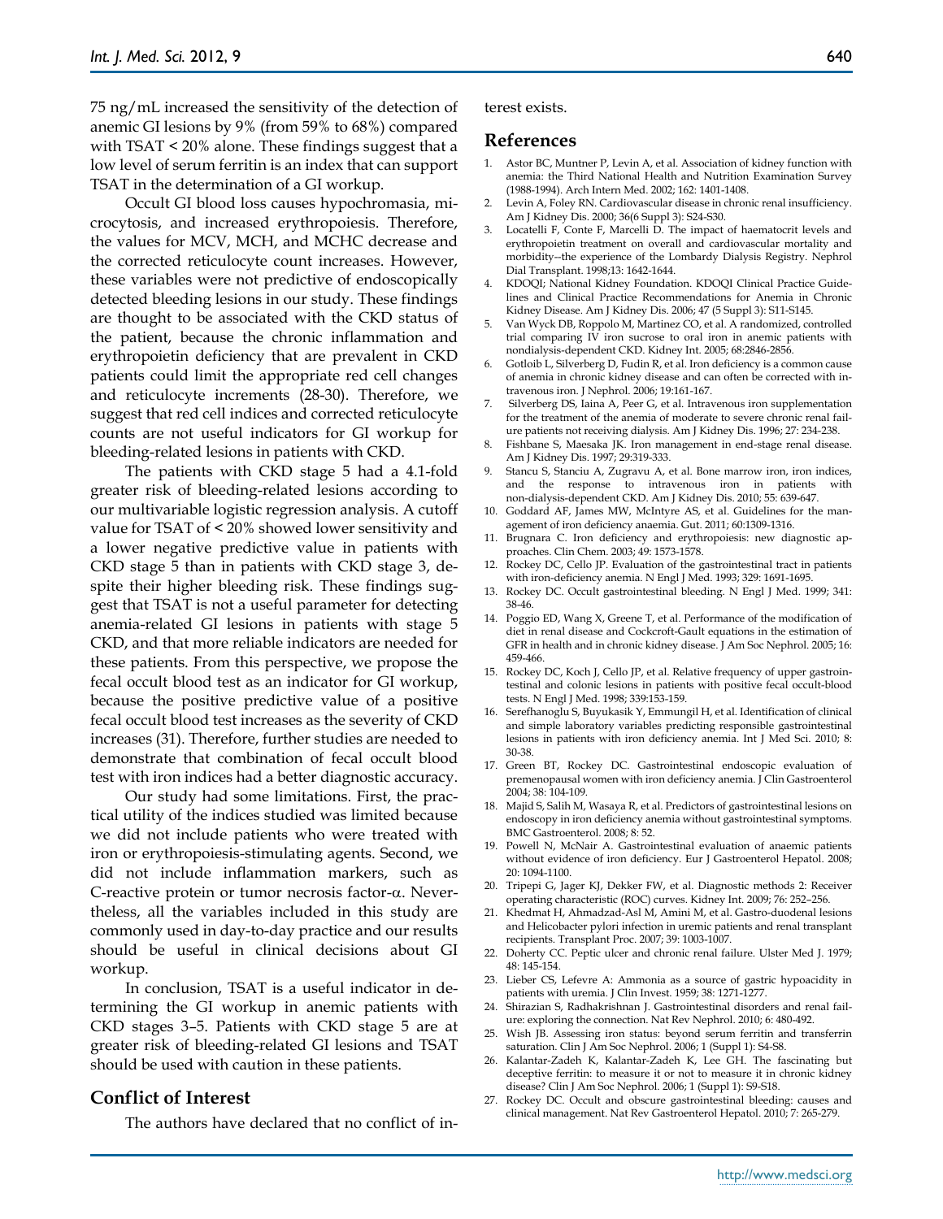75 ng/mL increased the sensitivity of the detection of anemic GI lesions by 9% (from 59% to 68%) compared with TSAT < 20% alone. These findings suggest that a low level of serum ferritin is an index that can support TSAT in the determination of a GI workup.

Occult GI blood loss causes hypochromasia, microcytosis, and increased erythropoiesis. Therefore, the values for MCV, MCH, and MCHC decrease and the corrected reticulocyte count increases. However, these variables were not predictive of endoscopically detected bleeding lesions in our study. These findings are thought to be associated with the CKD status of the patient, because the chronic inflammation and erythropoietin deficiency that are prevalent in CKD patients could limit the appropriate red cell changes and reticulocyte increments (28-30). Therefore, we suggest that red cell indices and corrected reticulocyte counts are not useful indicators for GI workup for bleeding-related lesions in patients with CKD.

The patients with CKD stage 5 had a 4.1-fold greater risk of bleeding-related lesions according to our multivariable logistic regression analysis. A cutoff value for TSAT of < 20% showed lower sensitivity and a lower negative predictive value in patients with CKD stage 5 than in patients with CKD stage 3, despite their higher bleeding risk. These findings suggest that TSAT is not a useful parameter for detecting anemia-related GI lesions in patients with stage 5 CKD, and that more reliable indicators are needed for these patients. From this perspective, we propose the fecal occult blood test as an indicator for GI workup, because the positive predictive value of a positive fecal occult blood test increases as the severity of CKD increases (31). Therefore, further studies are needed to demonstrate that combination of fecal occult blood test with iron indices had a better diagnostic accuracy.

Our study had some limitations. First, the practical utility of the indices studied was limited because we did not include patients who were treated with iron or erythropoiesis-stimulating agents. Second, we did not include inflammation markers, such as C-reactive protein or tumor necrosis factor-α. Nevertheless, all the variables included in this study are commonly used in day-to-day practice and our results should be useful in clinical decisions about GI workup.

In conclusion, TSAT is a useful indicator in determining the GI workup in anemic patients with CKD stages 3–5. Patients with CKD stage 5 are at greater risk of bleeding-related GI lesions and TSAT should be used with caution in these patients.

## Conflict of Interest

The authors have declared that no conflict of interest exists.

## References

1. Astor BC, Muntner P, Levin A, et al. Association of kidney function with anemia: the Third National Health and Nutrition Examination Survey (1988-1994). Arch Intern Med. 2002; 162: 1401-1408.
2. Levin A, Foley RN. Cardiovascular disease in chronic renal insufficiency. Am J Kidney Dis. 2000; 36(6 Suppl 3): S24-S30.
3. Locatelli F, Conte F, Marcelli D. The impact of haematocrit levels and erythropoietin treatment on overall and cardiovascular mortality and morbidity--the experience of the Lombardy Dialysis Registry. Nephrol Dial Transplant. 1998;13: 1642-1644.
4. KDOQI; National Kidney Foundation. KDOQI Clinical Practice Guidelines and Clinical Practice Recommendations for Anemia in Chronic Kidney Disease. Am J Kidney Dis. 2006; 47 (5 Suppl 3): S11-S145.
5. Van Wyck DB, Roppolo M, Martinez CO, et al. A randomized, controlled trial comparing IV iron sucrose to oral iron in anemic patients with nondialysis-dependent CKD. Kidney Int. 2005; 68:2846-2856.
6. Gotloib L, Silverberg D, Fudin R, et al. Iron deficiency is a common cause of anemia in chronic kidney disease and can often be corrected with intravenous iron. J Nephrol. 2006; 19:161-167.
7. Silverberg DS, Iaina A, Peer G, et al. Intravenous iron supplementation for the treatment of the anemia of moderate to severe chronic renal failure patients not receiving dialysis. Am J Kidney Dis. 1996; 27: 234-238.
8. Fishbane S, Maesaka JK. Iron management in end-stage renal disease. Am J Kidney Dis. 1997; 29:319-333.
9. Stancu S, Stanciu A, Zugravu A, et al. Bone marrow iron, iron indices, and the response to intravenous iron in patients with non-dialysis-dependent CKD. Am J Kidney Dis. 2010; 55: 639-647.
10. Goddard AF, James MW, McIntyre AS, et al. Guidelines for the management of iron deficiency anaemia. Gut. 2011; 60:1309-1316.
11. Brugnara C. Iron deficiency and erythropoiesis: new diagnostic approaches. Clin Chem. 2003; 49: 1573-1578.
12. Rockey DC, Cello JP. Evaluation of the gastrointestinal tract in patients with iron-deficiency anemia. N Engl J Med. 1993; 329: 1691-1695.
13. Rockey DC. Occult gastrointestinal bleeding. N Engl J Med. 1999; 341: 38-46.
14. Poggio ED, Wang X, Greene T, et al. Performance of the modification of diet in renal disease and Cockcroft-Gault equations in the estimation of GFR in health and in chronic kidney disease. J Am Soc Nephrol. 2005; 16: 459-466.
15. Rockey DC, Koch J, Cello JP, et al. Relative frequency of upper gastrointestinal and colonic lesions in patients with positive fecal occult-blood tests. N Engl J Med. 1998; 339:153-159.
16. Serefhanoglu S, Buyukasik Y, Emmungil H, et al. Identification of clinical and simple laboratory variables predicting responsible gastrointestinal lesions in patients with iron deficiency anemia. Int J Med Sci. 2010; 8: 30-38.
17. Green BT, Rockey DC. Gastrointestinal endoscopic evaluation of premenopausal women with iron deficiency anemia. J Clin Gastroenterol 2004; 38: 104-109.
18. Majid S, Salih M, Wasaya R, et al. Predictors of gastrointestinal lesions on endoscopy in iron deficiency anemia without gastrointestinal symptoms. BMC Gastroenterol. 2008; 8: 52.
19. Powell N, McNair A. Gastrointestinal evaluation of anaemic patients without evidence of iron deficiency. Eur J Gastroenterol Hepatol. 2008; 20: 1094-1100.
20. Tripepi G, Jager KJ, Dekker FW, et al. Diagnostic methods 2: Receiver operating characteristic (ROC) curves. Kidney Int. 2009; 76: 252–256.
21. Khedmat H, Ahmadzad-Asl M, Amini M, et al. Gastro-duodenal lesions and Helicobacter pylori infection in uremic patients and renal transplant recipients. Transplant Proc. 2007; 39: 1003-1007.
22. Doherty CC. Peptic ulcer and chronic renal failure. Ulster Med J. 1979; 48: 145-154.
23. Lieber CS, Lefevre A: Ammonia as a source of gastric hypoacidity in patients with uremia. J Clin Invest. 1959; 38: 1271-1277.
24. Shirazian S, Radhakrishnan J. Gastrointestinal disorders and renal failure: exploring the connection. Nat Rev Nephrol. 2010; 6: 480-492.
25. Wish JB. Assessing iron status: beyond serum ferritin and transferrin saturation. Clin J Am Soc Nephrol. 2006; 1 (Suppl 1): S4-S8.
26. Kalantar-Zadeh K, Kalantar-Zadeh K, Lee GH. The fascinating but deceptive ferritin: to measure it or not to measure it in chronic kidney disease? Clin J Am Soc Nephrol. 2006; 1 (Suppl 1): S9-S18.
27. Rockey DC. Occult and obscure gastrointestinal bleeding: causes and clinical management. Nat Rev Gastroenterol Hepatol. 2010; 7: 265-279.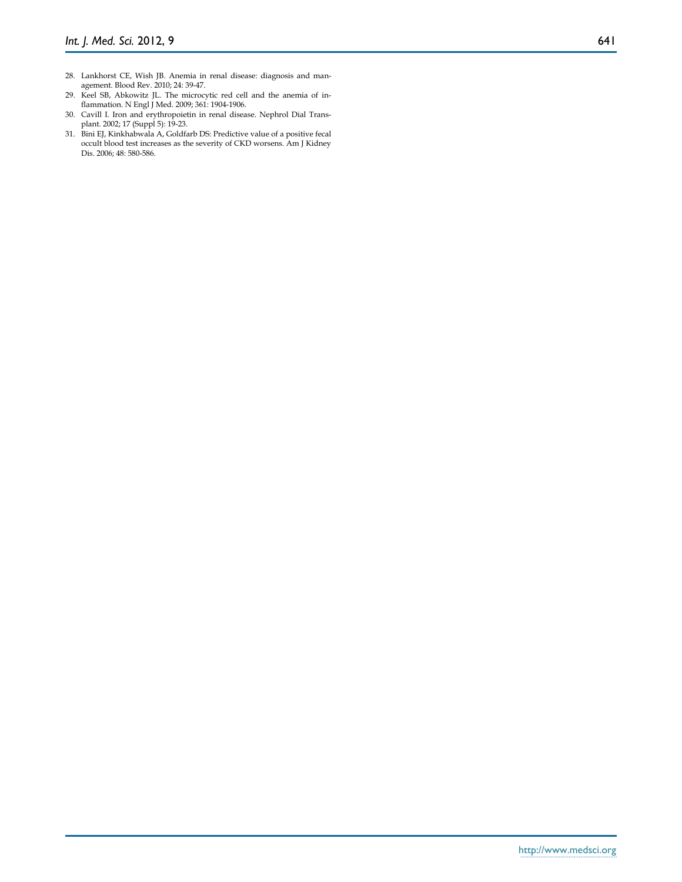28. Lankhorst CE, Wish JB. Anemia in renal disease: diagnosis and management. Blood Rev. 2010; 24: 39-47.
29. Keel SB, Abkowitz JL. The microcytic red cell and the anemia of inflammation. N Engl J Med. 2009; 361: 1904-1906.
30. Cavill I. Iron and erythropoietin in renal disease. Nephrol Dial Transplant. 2002; 17 (Suppl 5): 19-23.
31. Bini EJ, Kinkhabwala A, Goldfarb DS: Predictive value of a positive fecal occult blood test increases as the severity of CKD worsens. Am J Kidney Dis. 2006; 48: 580-586.